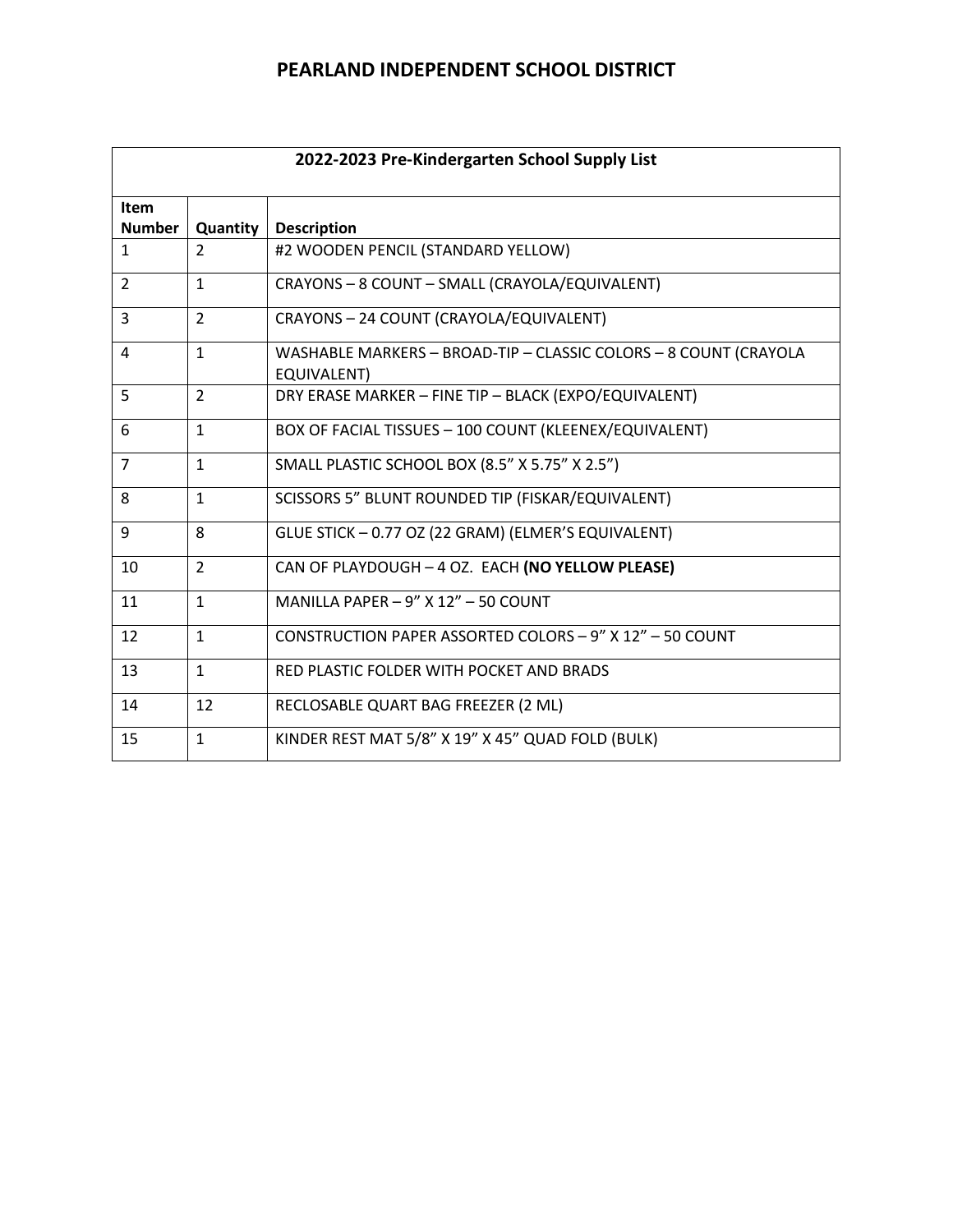# PEARLAND INDEPENDENT SCHOOL DISTRICT

| 2022-2023 Pre-Kindergarten School Supply List | | |
|---|---|---|
| **Item Number** | **Quantity** | **Description** |
| 1 | 2 | #2 WOODEN PENCIL (STANDARD YELLOW) |
| 2 | 1 | CRAYONS – 8 COUNT – SMALL (CRAYOLA/EQUIVALENT) |
| 3 | 2 | CRAYONS – 24 COUNT (CRAYOLA/EQUIVALENT) |
| 4 | 1 | WASHABLE MARKERS – BROAD-TIP – CLASSIC COLORS – 8 COUNT (CRAYOLA EQUIVALENT) |
| 5 | 2 | DRY ERASE MARKER – FINE TIP – BLACK (EXPO/EQUIVALENT) |
| 6 | 1 | BOX OF FACIAL TISSUES – 100 COUNT (KLEENEX/EQUIVALENT) |
| 7 | 1 | SMALL PLASTIC SCHOOL BOX (8.5” X 5.75” X 2.5”) |
| 8 | 1 | SCISSORS 5” BLUNT ROUNDED TIP (FISKAR/EQUIVALENT) |
| 9 | 8 | GLUE STICK – 0.77 OZ (22 GRAM) (ELMER’S EQUIVALENT) |
| 10 | 2 | CAN OF PLAYDOUGH – 4 OZ. EACH **(NO YELLOW PLEASE)** |
| 11 | 1 | MANILLA PAPER – 9” X 12” – 50 COUNT |
| 12 | 1 | CONSTRUCTION PAPER ASSORTED COLORS – 9” X 12” – 50 COUNT |
| 13 | 1 | RED PLASTIC FOLDER WITH POCKET AND BRADS |
| 14 | 12 | RECLOSABLE QUART BAG FREEZER (2 ML) |
| 15 | 1 | KINDER REST MAT 5/8” X 19” X 45” QUAD FOLD (BULK) |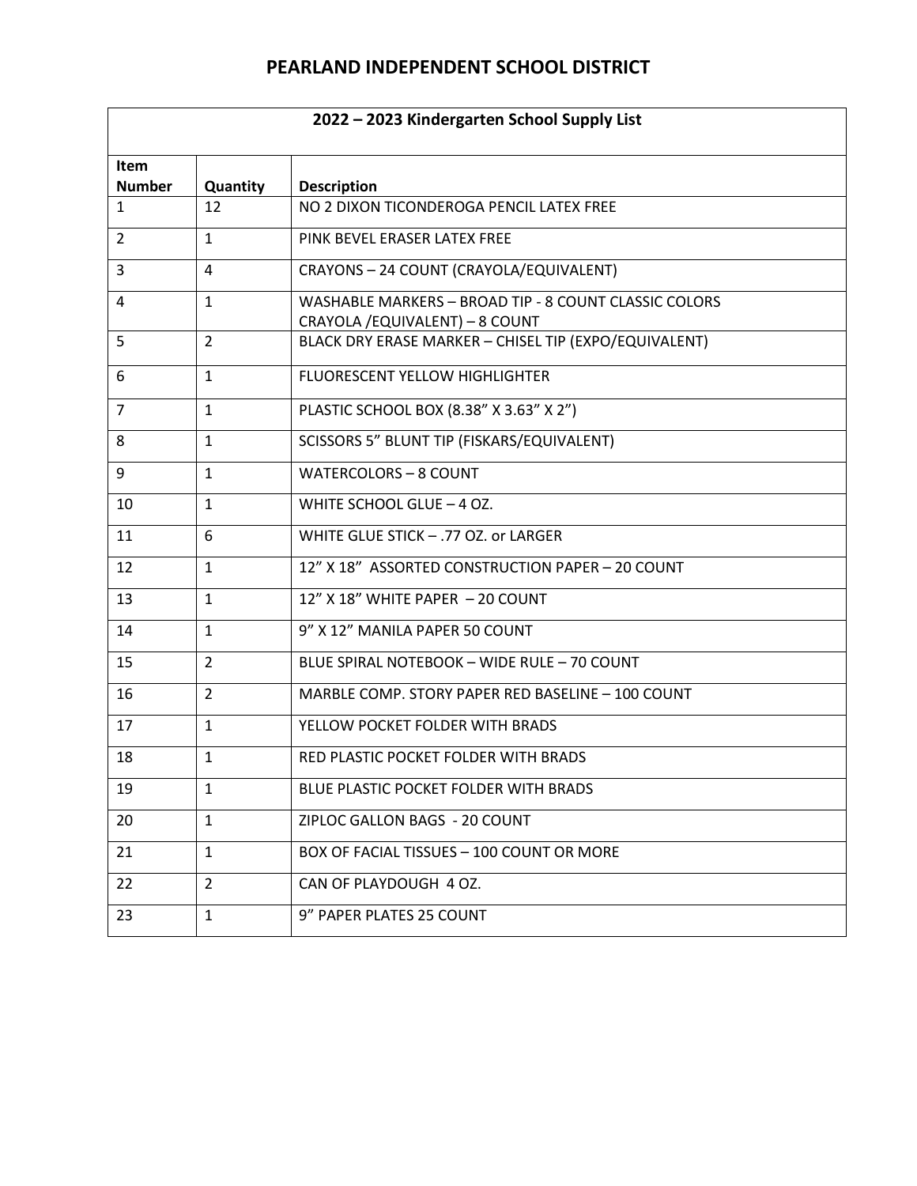# PEARLAND INDEPENDENT SCHOOL DISTRICT

| 2022 – 2023 Kindergarten School Supply List | | |
|---|---|---|
| **Item Number** | **Quantity** | **Description** |
| 1 | 12 | NO 2 DIXON TICONDEROGA PENCIL LATEX FREE |
| 2 | 1 | PINK BEVEL ERASER LATEX FREE |
| 3 | 4 | CRAYONS – 24 COUNT (CRAYOLA/EQUIVALENT) |
| 4 | 1 | WASHABLE MARKERS – BROAD TIP - 8 COUNT CLASSIC COLORS CRAYOLA /EQUIVALENT) – 8 COUNT |
| 5 | 2 | BLACK DRY ERASE MARKER – CHISEL TIP (EXPO/EQUIVALENT) |
| 6 | 1 | FLUORESCENT YELLOW HIGHLIGHTER |
| 7 | 1 | PLASTIC SCHOOL BOX (8.38" X 3.63" X 2") |
| 8 | 1 | SCISSORS 5" BLUNT TIP (FISKARS/EQUIVALENT) |
| 9 | 1 | WATERCOLORS – 8 COUNT |
| 10 | 1 | WHITE SCHOOL GLUE – 4 OZ. |
| 11 | 6 | WHITE GLUE STICK – .77 OZ. or LARGER |
| 12 | 1 | 12" X 18" ASSORTED CONSTRUCTION PAPER – 20 COUNT |
| 13 | 1 | 12" X 18" WHITE PAPER – 20 COUNT |
| 14 | 1 | 9" X 12" MANILA PAPER 50 COUNT |
| 15 | 2 | BLUE SPIRAL NOTEBOOK – WIDE RULE – 70 COUNT |
| 16 | 2 | MARBLE COMP. STORY PAPER RED BASELINE – 100 COUNT |
| 17 | 1 | YELLOW POCKET FOLDER WITH BRADS |
| 18 | 1 | RED PLASTIC POCKET FOLDER WITH BRADS |
| 19 | 1 | BLUE PLASTIC POCKET FOLDER WITH BRADS |
| 20 | 1 | ZIPLOC GALLON BAGS - 20 COUNT |
| 21 | 1 | BOX OF FACIAL TISSUES – 100 COUNT OR MORE |
| 22 | 2 | CAN OF PLAYDOUGH 4 OZ. |
| 23 | 1 | 9" PAPER PLATES 25 COUNT |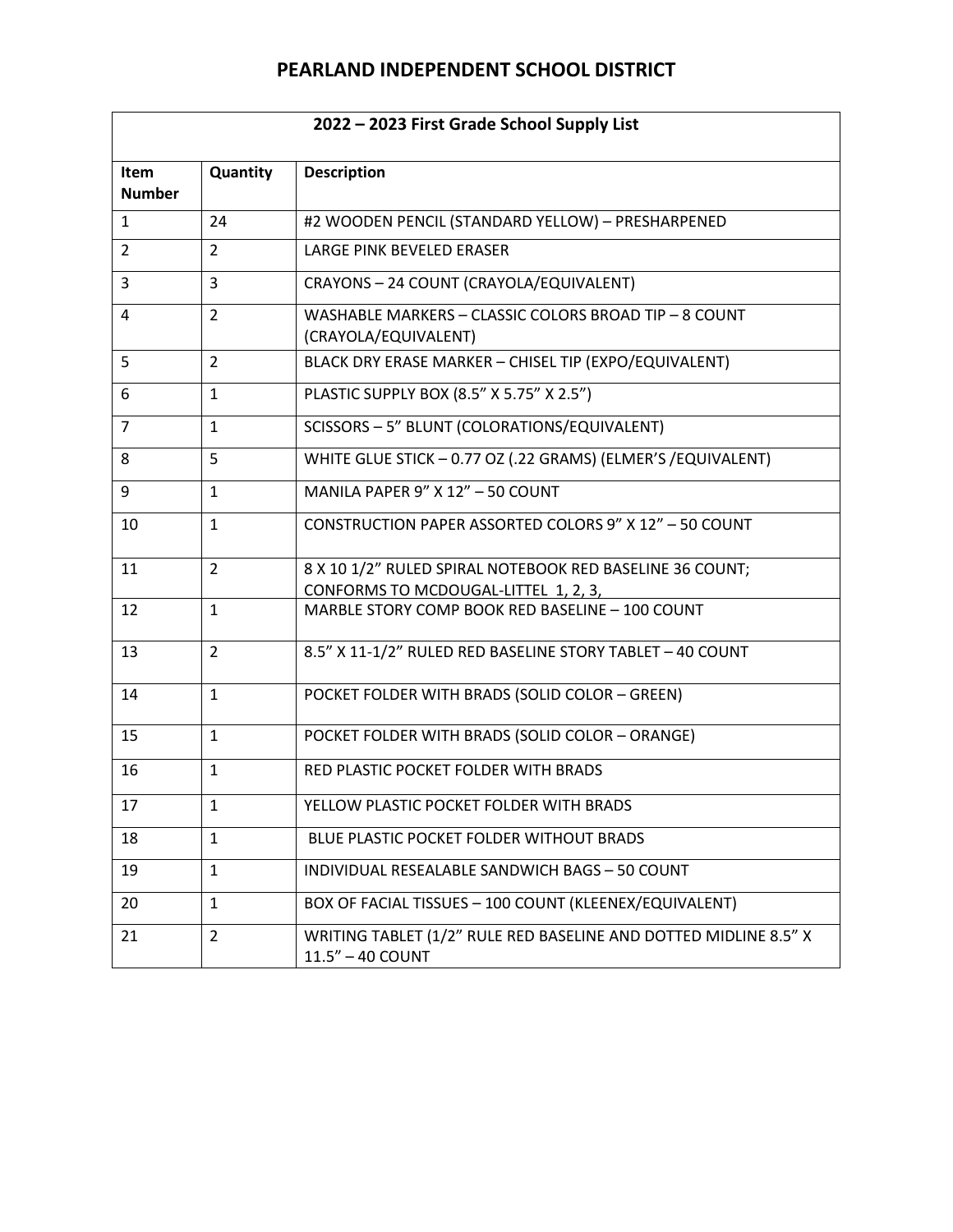# PEARLAND INDEPENDENT SCHOOL DISTRICT

| 2022 – 2023 First Grade School Supply List | | |
|---|---|---|
| **Item Number** | **Quantity** | **Description** |
| 1 | 24 | #2 WOODEN PENCIL (STANDARD YELLOW) – PRESHARPENED |
| 2 | 2 | LARGE PINK BEVELED ERASER |
| 3 | 3 | CRAYONS – 24 COUNT (CRAYOLA/EQUIVALENT) |
| 4 | 2 | WASHABLE MARKERS – CLASSIC COLORS BROAD TIP – 8 COUNT (CRAYOLA/EQUIVALENT) |
| 5 | 2 | BLACK DRY ERASE MARKER – CHISEL TIP (EXPO/EQUIVALENT) |
| 6 | 1 | PLASTIC SUPPLY BOX (8.5" X 5.75" X 2.5") |
| 7 | 1 | SCISSORS – 5" BLUNT (COLORATIONS/EQUIVALENT) |
| 8 | 5 | WHITE GLUE STICK – 0.77 OZ (.22 GRAMS) (ELMER'S /EQUIVALENT) |
| 9 | 1 | MANILA PAPER 9" X 12" – 50 COUNT |
| 10 | 1 | CONSTRUCTION PAPER ASSORTED COLORS 9" X 12" – 50 COUNT |
| 11 | 2 | 8 X 10 1/2" RULED SPIRAL NOTEBOOK RED BASELINE 36 COUNT; CONFORMS TO MCDOUGAL-LITTEL 1, 2, 3, |
| 12 | 1 | MARBLE STORY COMP BOOK RED BASELINE – 100 COUNT |
| 13 | 2 | 8.5" X 11-1/2" RULED RED BASELINE STORY TABLET – 40 COUNT |
| 14 | 1 | POCKET FOLDER WITH BRADS (SOLID COLOR – GREEN) |
| 15 | 1 | POCKET FOLDER WITH BRADS (SOLID COLOR – ORANGE) |
| 16 | 1 | RED PLASTIC POCKET FOLDER WITH BRADS |
| 17 | 1 | YELLOW PLASTIC POCKET FOLDER WITH BRADS |
| 18 | 1 | BLUE PLASTIC POCKET FOLDER WITHOUT BRADS |
| 19 | 1 | INDIVIDUAL RESEALABLE SANDWICH BAGS – 50 COUNT |
| 20 | 1 | BOX OF FACIAL TISSUES – 100 COUNT (KLEENEX/EQUIVALENT) |
| 21 | 2 | WRITING TABLET (1/2" RULE RED BASELINE AND DOTTED MIDLINE 8.5" X 11.5" – 40 COUNT |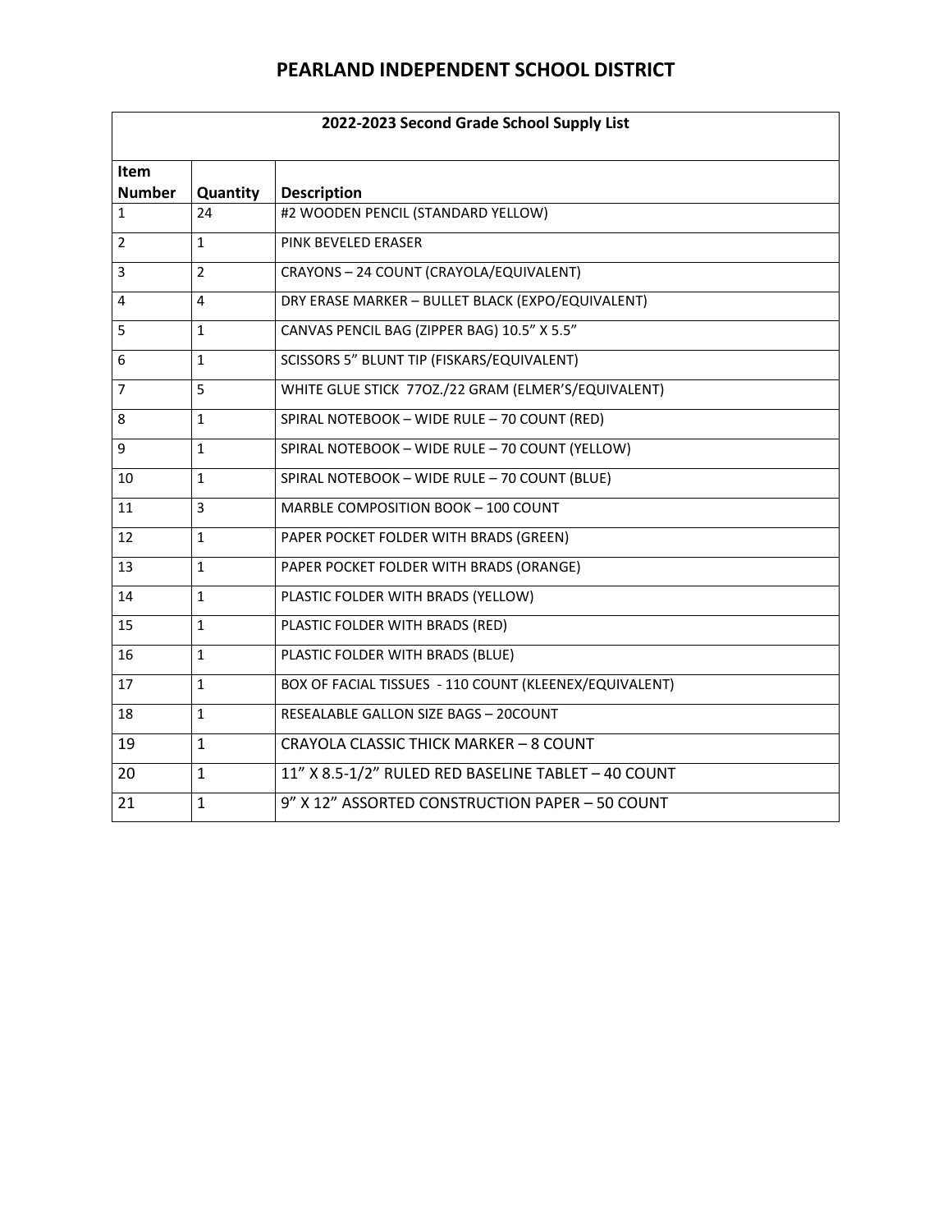# PEARLAND INDEPENDENT SCHOOL DISTRICT

**2022-2023 Second Grade School Supply List**

| Item Number | Quantity | Description |
|---|---|---|
| 1 | 24 | #2 WOODEN PENCIL (STANDARD YELLOW) |
| 2 | 1 | PINK BEVELED ERASER |
| 3 | 2 | CRAYONS – 24 COUNT (CRAYOLA/EQUIVALENT) |
| 4 | 4 | DRY ERASE MARKER – BULLET BLACK (EXPO/EQUIVALENT) |
| 5 | 1 | CANVAS PENCIL BAG (ZIPPER BAG) 10.5" X 5.5" |
| 6 | 1 | SCISSORS 5" BLUNT TIP (FISKARS/EQUIVALENT) |
| 7 | 5 | WHITE GLUE STICK 77OZ./22 GRAM (ELMER'S/EQUIVALENT) |
| 8 | 1 | SPIRAL NOTEBOOK – WIDE RULE – 70 COUNT (RED) |
| 9 | 1 | SPIRAL NOTEBOOK – WIDE RULE – 70 COUNT (YELLOW) |
| 10 | 1 | SPIRAL NOTEBOOK – WIDE RULE – 70 COUNT (BLUE) |
| 11 | 3 | MARBLE COMPOSITION BOOK – 100 COUNT |
| 12 | 1 | PAPER POCKET FOLDER WITH BRADS (GREEN) |
| 13 | 1 | PAPER POCKET FOLDER WITH BRADS (ORANGE) |
| 14 | 1 | PLASTIC FOLDER WITH BRADS (YELLOW) |
| 15 | 1 | PLASTIC FOLDER WITH BRADS (RED) |
| 16 | 1 | PLASTIC FOLDER WITH BRADS (BLUE) |
| 17 | 1 | BOX OF FACIAL TISSUES - 110 COUNT (KLEENEX/EQUIVALENT) |
| 18 | 1 | RESEALABLE GALLON SIZE BAGS – 20COUNT |
| 19 | 1 | CRAYOLA CLASSIC THICK MARKER – 8 COUNT |
| 20 | 1 | 11" X 8.5-1/2" RULED RED BASELINE TABLET – 40 COUNT |
| 21 | 1 | 9" X 12" ASSORTED CONSTRUCTION PAPER – 50 COUNT |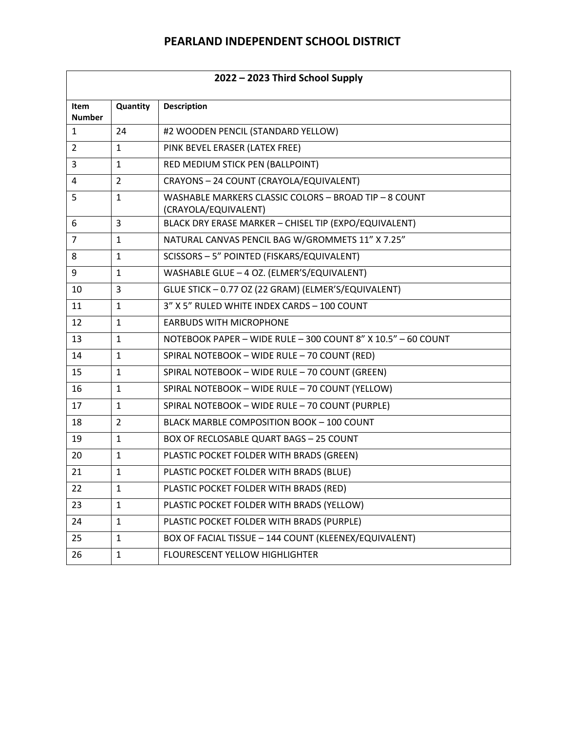# PEARLAND INDEPENDENT SCHOOL DISTRICT

| 2022 – 2023 Third School Supply | | |
|---|---|---|
| **Item Number** | **Quantity** | **Description** |
| 1 | 24 | #2 WOODEN PENCIL (STANDARD YELLOW) |
| 2 | 1 | PINK BEVEL ERASER (LATEX FREE) |
| 3 | 1 | RED MEDIUM STICK PEN (BALLPOINT) |
| 4 | 2 | CRAYONS – 24 COUNT (CRAYOLA/EQUIVALENT) |
| 5 | 1 | WASHABLE MARKERS CLASSIC COLORS – BROAD TIP – 8 COUNT (CRAYOLA/EQUIVALENT) |
| 6 | 3 | BLACK DRY ERASE MARKER – CHISEL TIP (EXPO/EQUIVALENT) |
| 7 | 1 | NATURAL CANVAS PENCIL BAG W/GROMMETS 11" X 7.25" |
| 8 | 1 | SCISSORS – 5" POINTED (FISKARS/EQUIVALENT) |
| 9 | 1 | WASHABLE GLUE – 4 OZ. (ELMER'S/EQUIVALENT) |
| 10 | 3 | GLUE STICK – 0.77 OZ (22 GRAM) (ELMER'S/EQUIVALENT) |
| 11 | 1 | 3" X 5" RULED WHITE INDEX CARDS – 100 COUNT |
| 12 | 1 | EARBUDS WITH MICROPHONE |
| 13 | 1 | NOTEBOOK PAPER – WIDE RULE – 300 COUNT 8" X 10.5" – 60 COUNT |
| 14 | 1 | SPIRAL NOTEBOOK – WIDE RULE – 70 COUNT (RED) |
| 15 | 1 | SPIRAL NOTEBOOK – WIDE RULE – 70 COUNT (GREEN) |
| 16 | 1 | SPIRAL NOTEBOOK – WIDE RULE – 70 COUNT (YELLOW) |
| 17 | 1 | SPIRAL NOTEBOOK – WIDE RULE – 70 COUNT (PURPLE) |
| 18 | 2 | BLACK MARBLE COMPOSITION BOOK – 100 COUNT |
| 19 | 1 | BOX OF RECLOSABLE QUART BAGS – 25 COUNT |
| 20 | 1 | PLASTIC POCKET FOLDER WITH BRADS (GREEN) |
| 21 | 1 | PLASTIC POCKET FOLDER WITH BRADS (BLUE) |
| 22 | 1 | PLASTIC POCKET FOLDER WITH BRADS (RED) |
| 23 | 1 | PLASTIC POCKET FOLDER WITH BRADS (YELLOW) |
| 24 | 1 | PLASTIC POCKET FOLDER WITH BRADS (PURPLE) |
| 25 | 1 | BOX OF FACIAL TISSUE – 144 COUNT (KLEENEX/EQUIVALENT) |
| 26 | 1 | FLOURESCENT YELLOW HIGHLIGHTER |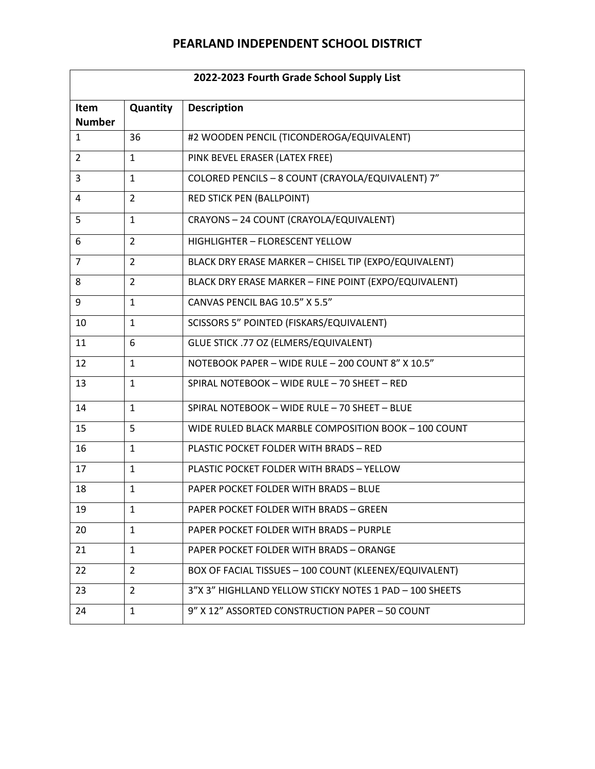# PEARLAND INDEPENDENT SCHOOL DISTRICT

| 2022-2023 Fourth Grade School Supply List | | |
|---|---|---|
| **Item Number** | **Quantity** | **Description** |
| 1 | 36 | #2 WOODEN PENCIL (TICONDEROGA/EQUIVALENT) |
| 2 | 1 | PINK BEVEL ERASER (LATEX FREE) |
| 3 | 1 | COLORED PENCILS – 8 COUNT (CRAYOLA/EQUIVALENT) 7” |
| 4 | 2 | RED STICK PEN (BALLPOINT) |
| 5 | 1 | CRAYONS – 24 COUNT (CRAYOLA/EQUIVALENT) |
| 6 | 2 | HIGHLIGHTER – FLORESCENT YELLOW |
| 7 | 2 | BLACK DRY ERASE MARKER – CHISEL TIP (EXPO/EQUIVALENT) |
| 8 | 2 | BLACK DRY ERASE MARKER – FINE POINT (EXPO/EQUIVALENT) |
| 9 | 1 | CANVAS PENCIL BAG 10.5” X 5.5” |
| 10 | 1 | SCISSORS 5” POINTED (FISKARS/EQUIVALENT) |
| 11 | 6 | GLUE STICK .77 OZ (ELMERS/EQUIVALENT) |
| 12 | 1 | NOTEBOOK PAPER – WIDE RULE – 200 COUNT 8” X 10.5” |
| 13 | 1 | SPIRAL NOTEBOOK – WIDE RULE – 70 SHEET – RED |
| 14 | 1 | SPIRAL NOTEBOOK – WIDE RULE – 70 SHEET – BLUE |
| 15 | 5 | WIDE RULED BLACK MARBLE COMPOSITION BOOK – 100 COUNT |
| 16 | 1 | PLASTIC POCKET FOLDER WITH BRADS – RED |
| 17 | 1 | PLASTIC POCKET FOLDER WITH BRADS – YELLOW |
| 18 | 1 | PAPER POCKET FOLDER WITH BRADS – BLUE |
| 19 | 1 | PAPER POCKET FOLDER WITH BRADS – GREEN |
| 20 | 1 | PAPER POCKET FOLDER WITH BRADS – PURPLE |
| 21 | 1 | PAPER POCKET FOLDER WITH BRADS – ORANGE |
| 22 | 2 | BOX OF FACIAL TISSUES – 100 COUNT (KLEENEX/EQUIVALENT) |
| 23 | 2 | 3”X 3” HIGHLLAND YELLOW STICKY NOTES 1 PAD – 100 SHEETS |
| 24 | 1 | 9” X 12” ASSORTED CONSTRUCTION PAPER – 50 COUNT |